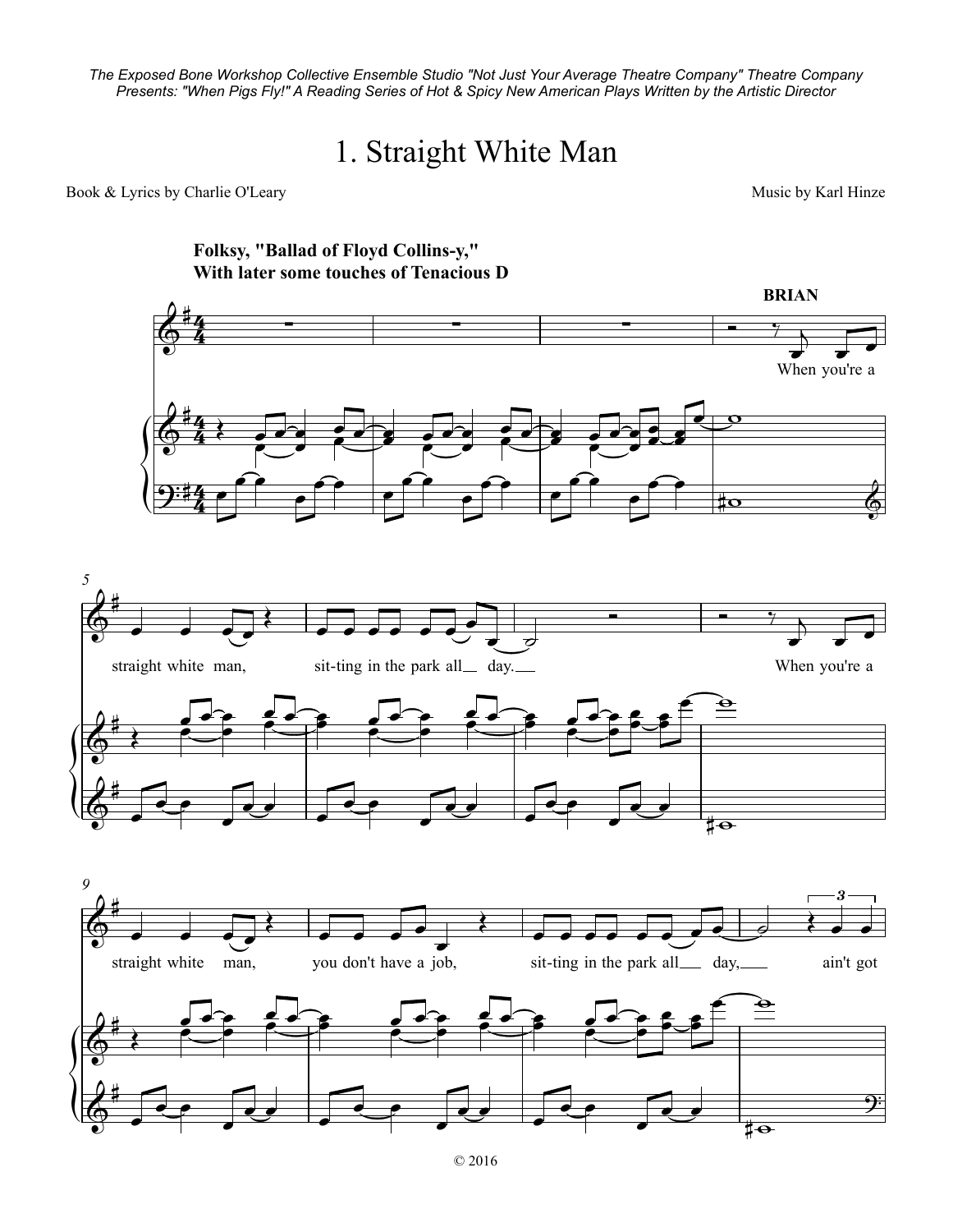*The Exposed Bone Workshop Collective Ensemble Studio "Not Just Your Average Theatre Company" Theatre Company Presents: "When Pigs Fly!" A Reading Series of Hot & Spicy New American Plays Written by the Artistic Director*

# 1. Straight White Man

Book & Lyrics by Charlie O'Leary

Music by Karl Hinze

**Folksy, "Ballad of Floyd Collins-y," With later some touches of Tenacious D**

**BRIAN**

When you're a straight white man, sit-ting in the park all day.

When you're a straight white man, you don't have a job, sit-ting in the park all day, ain't got

© 2016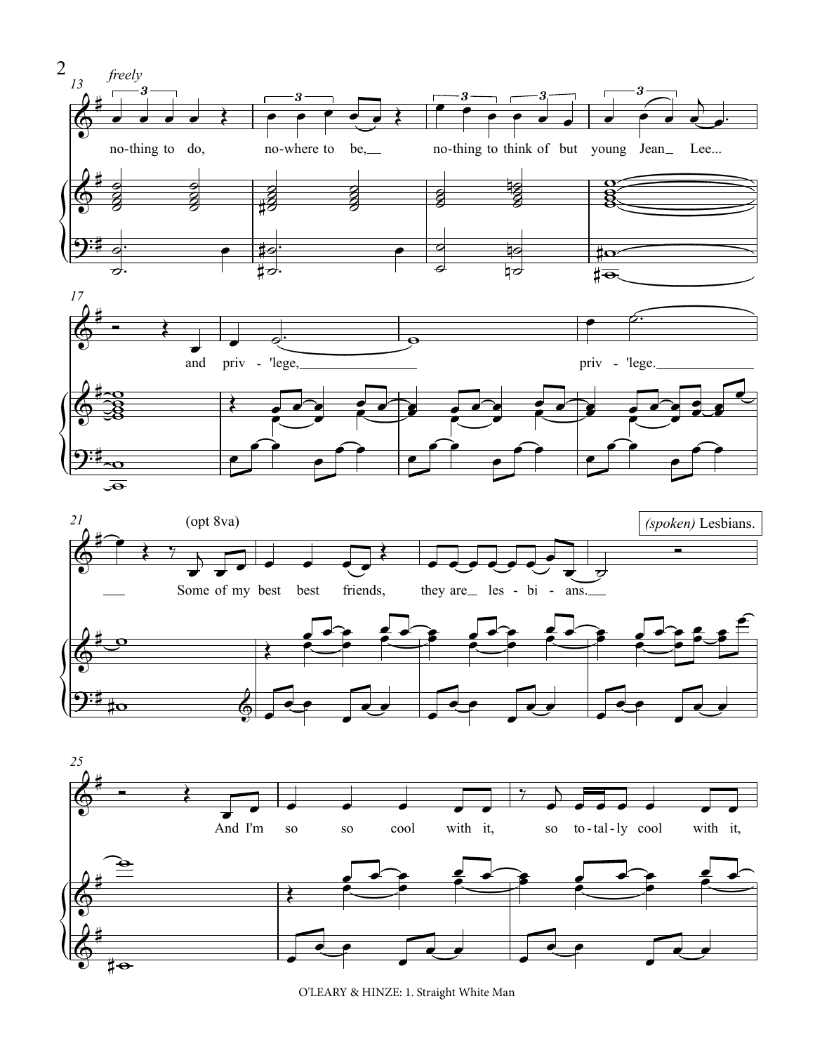*freely*

no-thing to do, no-where to be, no-thing to think of but young Jean Lee...

and priv - 'lege, priv - 'lege.

(opt 8va)

Some of my best best friends, they are les - bi - ans.

*(spoken)* Lesbians.

And I'm so so cool with it, so to - tal - ly cool with it,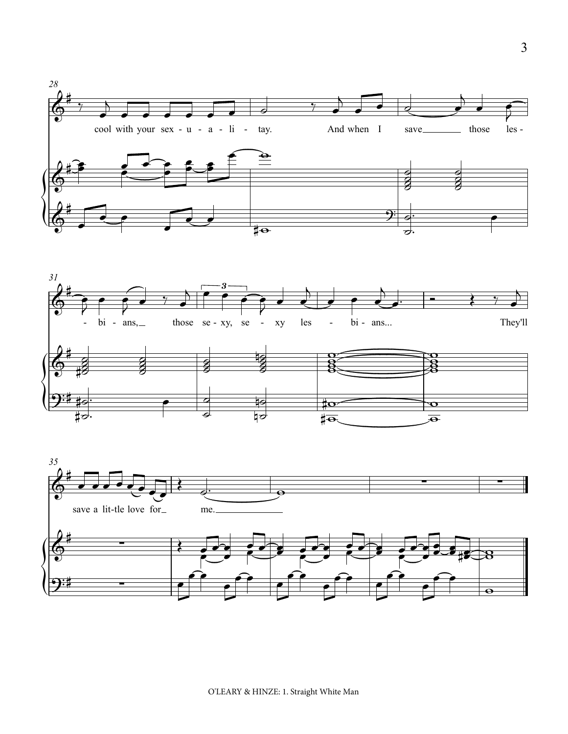28

cool with your sex - u - a - li - tay. And when I save those les - bi - ans, those se - xy, se - xy les - bi - ans...

31

They'll

35

save a lit-tle love for me.